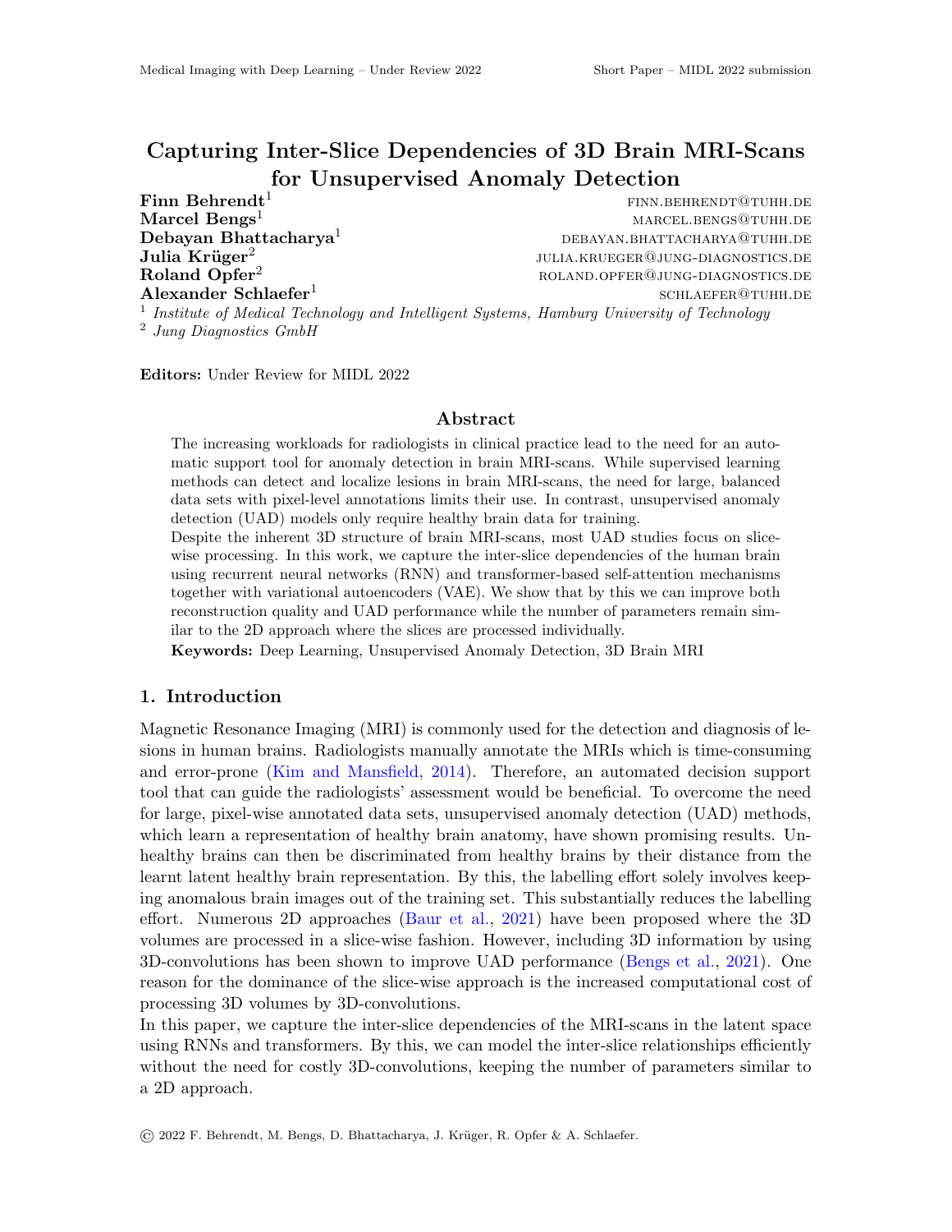# Capturing Inter-Slice Dependencies of 3D Brain MRI-Scans for Unsupervised Anomaly Detection

**Finn Behrendt**[1] FINN.BEHRENDT@TUHH.DE
**Marcel Bengs**[1] MARCEL.BENGS@TUHH.DE
**Debayan Bhattacharya**[1] DEBAYAN.BHATTACHARYA@TUHH.DE
**Julia Krüger**[2] JULIA.KRUEGER@JUNG-DIAGNOSTICS.DE
**Roland Opfer**[2] ROLAND.OPFER@JUNG-DIAGNOSTICS.DE
**Alexander Schlaefer**[1] SCHLAEFER@TUHH.DE

[1] *Institute of Medical Technology and Intelligent Systems, Hamburg University of Technology*
[2] *Jung Diagnostics GmbH*

**Editors:** Under Review for MIDL 2022

## Abstract

The increasing workloads for radiologists in clinical practice lead to the need for an automatic support tool for anomaly detection in brain MRI-scans. While supervised learning methods can detect and localize lesions in brain MRI-scans, the need for large, balanced data sets with pixel-level annotations limits their use. In contrast, unsupervised anomaly detection (UAD) models only require healthy brain data for training.
Despite the inherent 3D structure of brain MRI-scans, most UAD studies focus on slice-wise processing. In this work, we capture the inter-slice dependencies of the human brain using recurrent neural networks (RNN) and transformer-based self-attention mechanisms together with variational autoencoders (VAE). We show that by this we can improve both reconstruction quality and UAD performance while the number of parameters remain similar to the 2D approach where the slices are processed individually.

**Keywords:** Deep Learning, Unsupervised Anomaly Detection, 3D Brain MRI

## 1. Introduction

Magnetic Resonance Imaging (MRI) is commonly used for the detection and diagnosis of lesions in human brains. Radiologists manually annotate the MRIs which is time-consuming and error-prone (Kim and Mansfield, 2014). Therefore, an automated decision support tool that can guide the radiologists' assessment would be beneficial. To overcome the need for large, pixel-wise annotated data sets, unsupervised anomaly detection (UAD) methods, which learn a representation of healthy brain anatomy, have shown promising results. Unhealthy brains can then be discriminated from healthy brains by their distance from the learnt latent healthy brain representation. By this, the labelling effort solely involves keeping anomalous brain images out of the training set. This substantially reduces the labelling effort. Numerous 2D approaches (Baur et al., 2021) have been proposed where the 3D volumes are processed in a slice-wise fashion. However, including 3D information by using 3D-convolutions has been shown to improve UAD performance (Bengs et al., 2021). One reason for the dominance of the slice-wise approach is the increased computational cost of processing 3D volumes by 3D-convolutions.
In this paper, we capture the inter-slice dependencies of the MRI-scans in the latent space using RNNs and transformers. By this, we can model the inter-slice relationships efficiently without the need for costly 3D-convolutions, keeping the number of parameters similar to a 2D approach.

© 2022 F. Behrendt, M. Bengs, D. Bhattacharya, J. Krüger, R. Opfer & A. Schlaefer.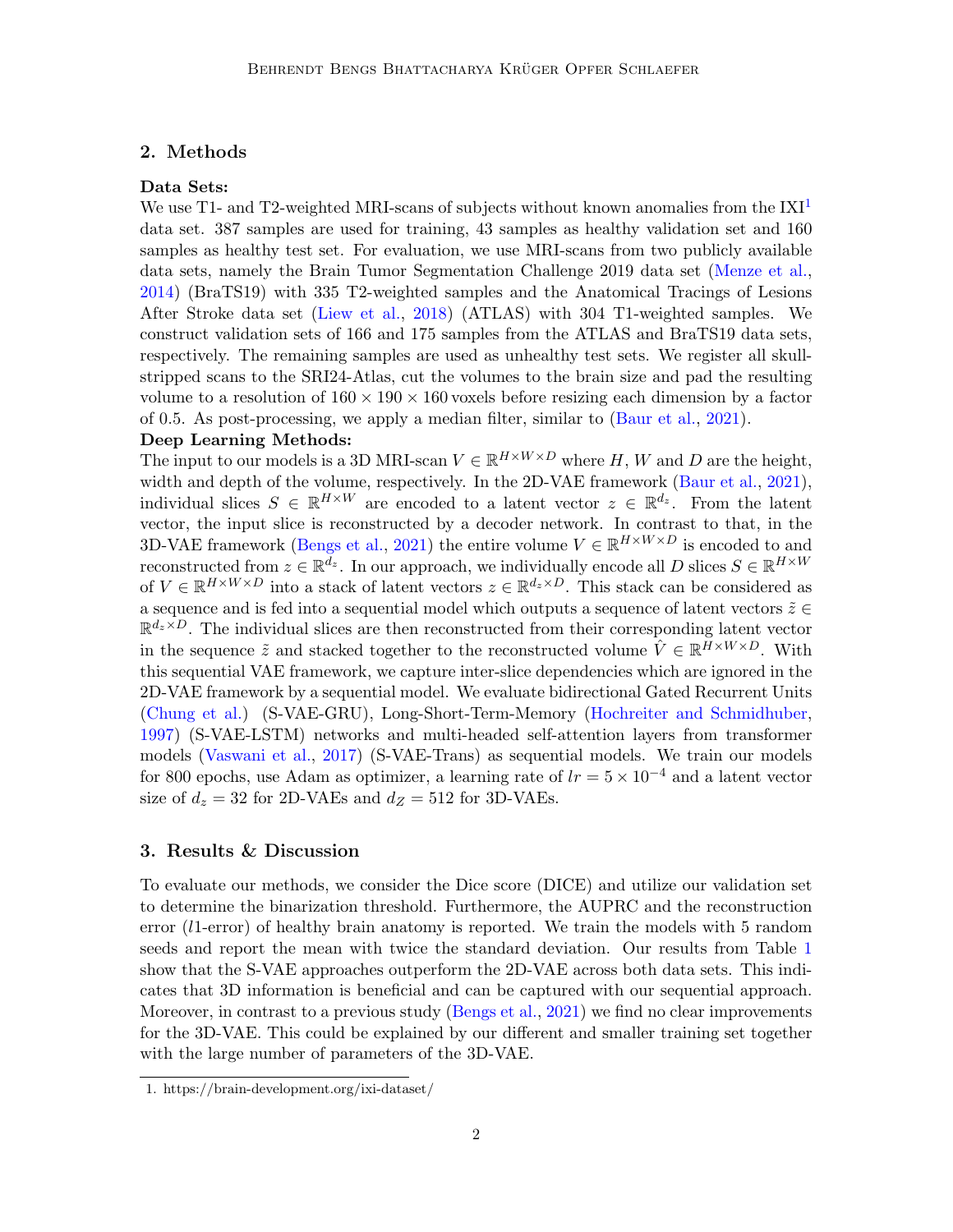## 2. Methods

**Data Sets:**
We use T1- and T2-weighted MRI-scans of subjects without known anomalies from the IXI[1] data set. 387 samples are used for training, 43 samples as healthy validation set and 160 samples as healthy test set. For evaluation, we use MRI-scans from two publicly available data sets, namely the Brain Tumor Segmentation Challenge 2019 data set (Menze et al., 2014) (BraTS19) with 335 T2-weighted samples and the Anatomical Tracings of Lesions After Stroke data set (Liew et al., 2018) (ATLAS) with 304 T1-weighted samples. We construct validation sets of 166 and 175 samples from the ATLAS and BraTS19 data sets, respectively. The remaining samples are used as unhealthy test sets. We register all skull-stripped scans to the SRI24-Atlas, cut the volumes to the brain size and pad the resulting volume to a resolution of $160 \times 190 \times 160$ voxels before resizing each dimension by a factor of 0.5. As post-processing, we apply a median filter, similar to (Baur et al., 2021).

**Deep Learning Methods:**
The input to our models is a 3D MRI-scan $V \in \mathbb{R}^{H \times W \times D}$ where $H$, $W$ and $D$ are the height, width and depth of the volume, respectively. In the 2D-VAE framework (Baur et al., 2021), individual slices $S \in \mathbb{R}^{H \times W}$ are encoded to a latent vector $z \in \mathbb{R}^{d_z}$. From the latent vector, the input slice is reconstructed by a decoder network. In contrast to that, in the 3D-VAE framework (Bengs et al., 2021) the entire volume $V \in \mathbb{R}^{H \times W \times D}$ is encoded to and reconstructed from $z \in \mathbb{R}^{d_z}$. In our approach, we individually encode all $D$ slices $S \in \mathbb{R}^{H \times W}$ of $V \in \mathbb{R}^{H \times W \times D}$ into a stack of latent vectors $z \in \mathbb{R}^{d_z \times D}$. This stack can be considered as a sequence and is fed into a sequential model which outputs a sequence of latent vectors $\tilde{z} \in \mathbb{R}^{d_z \times D}$. The individual slices are then reconstructed from their corresponding latent vector in the sequence $\tilde{z}$ and stacked together to the reconstructed volume $\hat{V} \in \mathbb{R}^{H \times W \times D}$. With this sequential VAE framework, we capture inter-slice dependencies which are ignored in the 2D-VAE framework by a sequential model. We evaluate bidirectional Gated Recurrent Units (Chung et al.) (S-VAE-GRU), Long-Short-Term-Memory (Hochreiter and Schmidhuber, 1997) (S-VAE-LSTM) networks and multi-headed self-attention layers from transformer models (Vaswani et al., 2017) (S-VAE-Trans) as sequential models. We train our models for 800 epochs, use Adam as optimizer, a learning rate of $lr = 5 \times 10^{-4}$ and a latent vector size of $d_z = 32$ for 2D-VAEs and $d_Z = 512$ for 3D-VAEs.

## 3. Results & Discussion

To evaluate our methods, we consider the Dice score (DICE) and utilize our validation set to determine the binarization threshold. Furthermore, the AUPRC and the reconstruction error ($l1$-error) of healthy brain anatomy is reported. We train the models with 5 random seeds and report the mean with twice the standard deviation. Our results from Table 1 show that the S-VAE approaches outperform the 2D-VAE across both data sets. This indicates that 3D information is beneficial and can be captured with our sequential approach. Moreover, in contrast to a previous study (Bengs et al., 2021) we find no clear improvements for the 3D-VAE. This could be explained by our different and smaller training set together with the large number of parameters of the 3D-VAE.

[1] https://brain-development.org/ixi-dataset/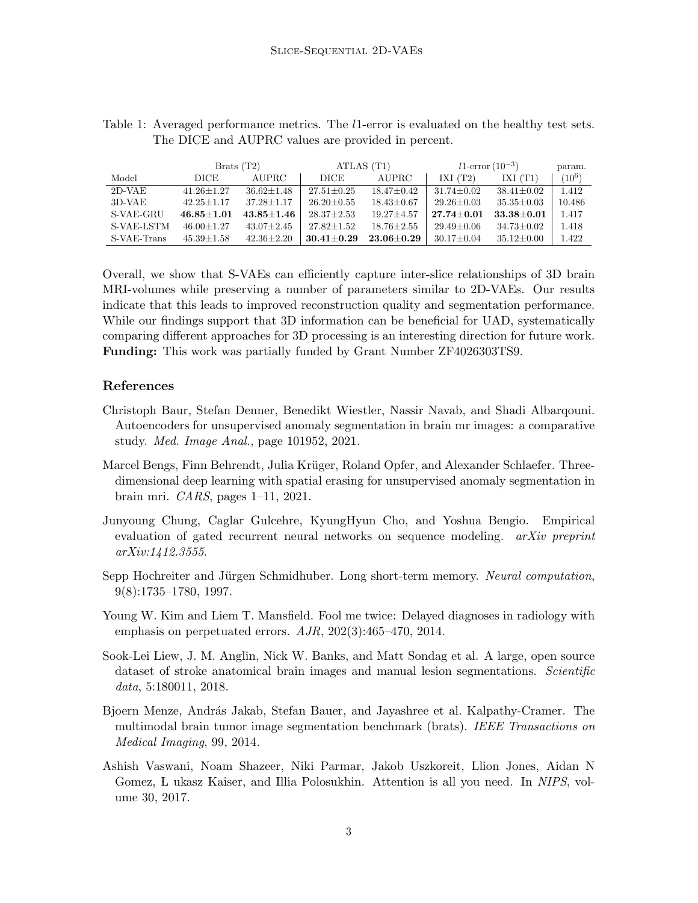Table 1: Averaged performance metrics. The $l1$-error is evaluated on the healthy test sets. The DICE and AUPRC values are provided in percent.

| | Brats (T2) | | ATLAS (T1) | | $l1$-error ($10^{-3}$) | | param. |
|---|---|---|---|---|---|---|---|
| Model | DICE | AUPRC | DICE | AUPRC | IXI (T2) | IXI (T1) | ($10^6$) |
| 2D-VAE | 41.26±1.27 | 36.62±1.48 | 27.51±0.25 | 18.47±0.42 | 31.74±0.02 | 38.41±0.02 | 1.412 |
| 3D-VAE | 42.25±1.17 | 37.28±1.17 | 26.20±0.55 | 18.43±0.67 | 29.26±0.03 | 35.35±0.03 | 10.486 |
| S-VAE-GRU | **46.85±1.01** | **43.85±1.46** | 28.37±2.53 | 19.27±4.57 | **27.74±0.01** | **33.38±0.01** | 1.417 |
| S-VAE-LSTM | 46.00±1.27 | 43.07±2.45 | 27.82±1.52 | 18.76±2.55 | 29.49±0.06 | 34.73±0.02 | 1.418 |
| S-VAE-Trans | 45.39±1.58 | 42.36±2.20 | **30.41±0.29** | **23.06±0.29** | 30.17±0.04 | 35.12±0.00 | 1.422 |

Overall, we show that S-VAEs can efficiently capture inter-slice relationships of 3D brain MRI-volumes while preserving a number of parameters similar to 2D-VAEs. Our results indicate that this leads to improved reconstruction quality and segmentation performance. While our findings support that 3D information can be beneficial for UAD, systematically comparing different approaches for 3D processing is an interesting direction for future work. **Funding:** This work was partially funded by Grant Number ZF4026303TS9.

## References

Christoph Baur, Stefan Denner, Benedikt Wiestler, Nassir Navab, and Shadi Albarqouni. Autoencoders for unsupervised anomaly segmentation in brain mr images: a comparative study. *Med. Image Anal.*, page 101952, 2021.

Marcel Bengs, Finn Behrendt, Julia Krüger, Roland Opfer, and Alexander Schlaefer. Three-dimensional deep learning with spatial erasing for unsupervised anomaly segmentation in brain mri. *CARS*, pages 1–11, 2021.

Junyoung Chung, Caglar Gulcehre, KyungHyun Cho, and Yoshua Bengio. Empirical evaluation of gated recurrent neural networks on sequence modeling. *arXiv preprint arXiv:1412.3555*.

Sepp Hochreiter and Jürgen Schmidhuber. Long short-term memory. *Neural computation*, 9(8):1735–1780, 1997.

Young W. Kim and Liem T. Mansfield. Fool me twice: Delayed diagnoses in radiology with emphasis on perpetuated errors. *AJR*, 202(3):465–470, 2014.

Sook-Lei Liew, J. M. Anglin, Nick W. Banks, and Matt Sondag et al. A large, open source dataset of stroke anatomical brain images and manual lesion segmentations. *Scientific data*, 5:180011, 2018.

Bjoern Menze, András Jakab, Stefan Bauer, and Jayashree et al. Kalpathy-Cramer. The multimodal brain tumor image segmentation benchmark (brats). *IEEE Transactions on Medical Imaging*, 99, 2014.

Ashish Vaswani, Noam Shazeer, Niki Parmar, Jakob Uszkoreit, Llion Jones, Aidan N Gomez, Ł ukasz Kaiser, and Illia Polosukhin. Attention is all you need. In *NIPS*, volume 30, 2017.